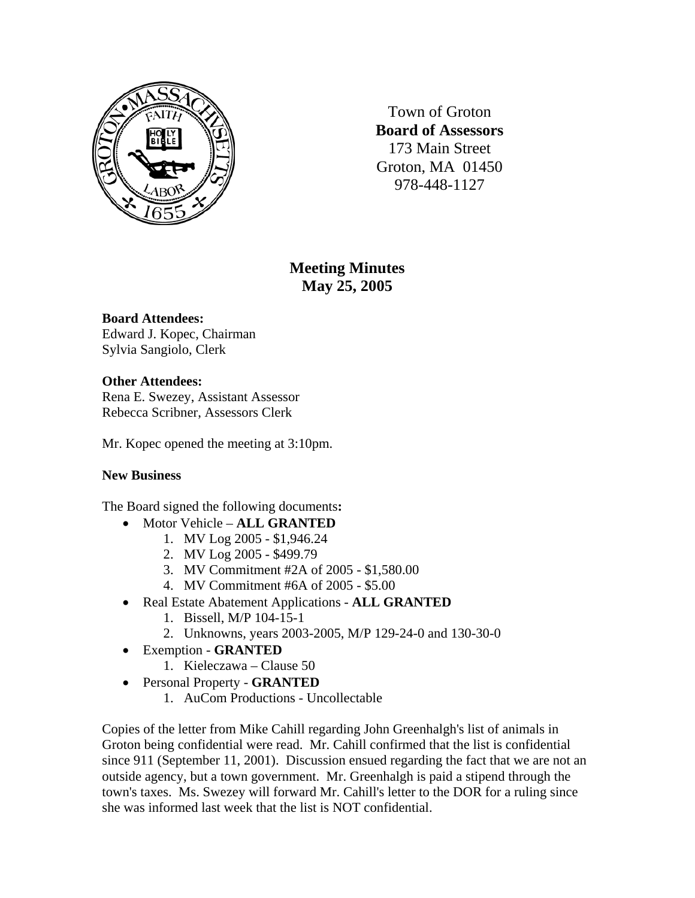Town of Groton
**Board of Assessors**
173 Main Street
Groton, MA 01450
978-448-1127

# Meeting Minutes
## May 25, 2005

**Board Attendees:**
Edward J. Kopec, Chairman
Sylvia Sangiolo, Clerk

**Other Attendees:**
Rena E. Swezey, Assistant Assessor
Rebecca Scribner, Assessors Clerk

Mr. Kopec opened the meeting at 3:10pm.

**New Business**

The Board signed the following documents**:**

- Motor Vehicle – **ALL GRANTED**
  1. MV Log 2005 - $1,946.24
  2. MV Log 2005 - $499.79
  3. MV Commitment #2A of 2005 - $1,580.00
  4. MV Commitment #6A of 2005 - $5.00
- Real Estate Abatement Applications - **ALL GRANTED**
  1. Bissell, M/P 104-15-1
  2. Unknowns, years 2003-2005, M/P 129-24-0 and 130-30-0
- Exemption - **GRANTED**
  1. Kieleczawa – Clause 50
- Personal Property - **GRANTED**
  1. AuCom Productions - Uncollectable

Copies of the letter from Mike Cahill regarding John Greenhalgh's list of animals in Groton being confidential were read. Mr. Cahill confirmed that the list is confidential since 911 (September 11, 2001). Discussion ensued regarding the fact that we are not an outside agency, but a town government. Mr. Greenhalgh is paid a stipend through the town's taxes. Ms. Swezey will forward Mr. Cahill's letter to the DOR for a ruling since she was informed last week that the list is NOT confidential.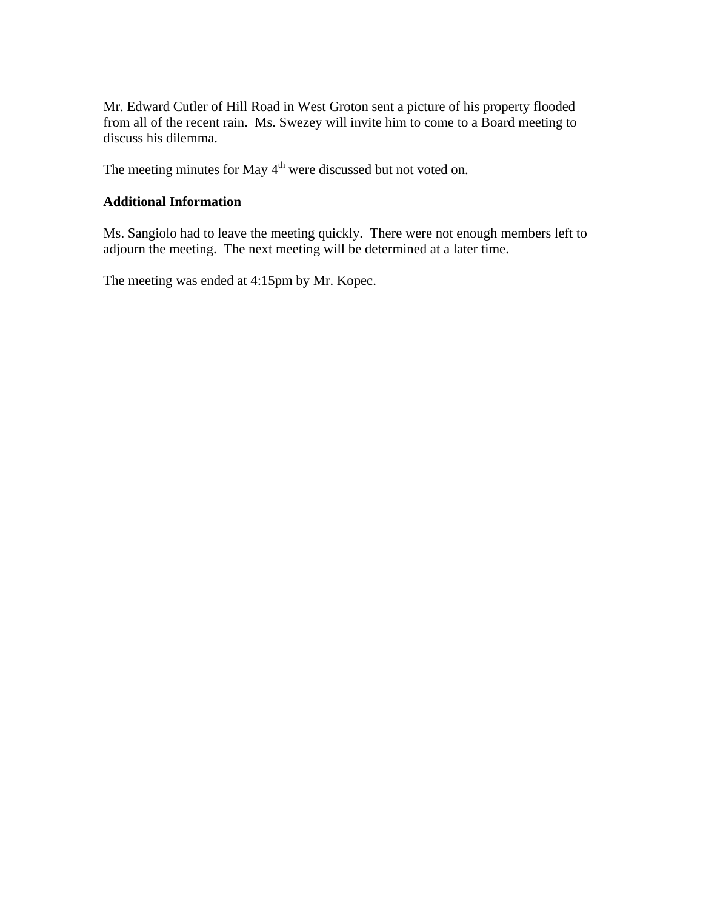Mr. Edward Cutler of Hill Road in West Groton sent a picture of his property flooded from all of the recent rain. Ms. Swezey will invite him to come to a Board meeting to discuss his dilemma.

The meeting minutes for May 4th were discussed but not voted on.

**Additional Information**

Ms. Sangiolo had to leave the meeting quickly. There were not enough members left to adjourn the meeting. The next meeting will be determined at a later time.

The meeting was ended at 4:15pm by Mr. Kopec.